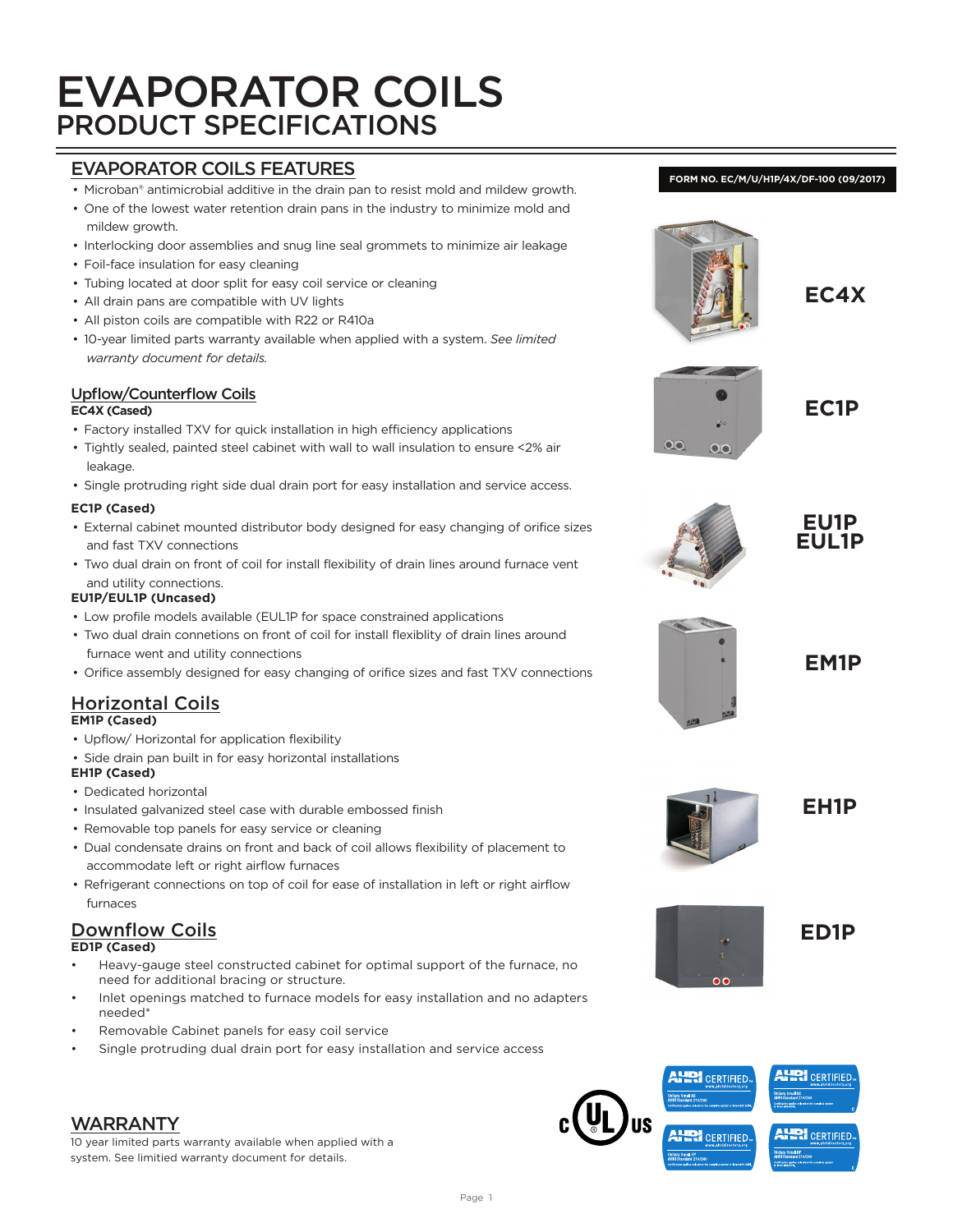# EVAPORATOR COILS
## PRODUCT SPECIFICATIONS

FORM NO. EC/M/U/H1P/4X/DF-100 (09/2017)

## EVAPORATOR COILS FEATURES

- Microban® antimicrobial additive in the drain pan to resist mold and mildew growth.
- One of the lowest water retention drain pans in the industry to minimize mold and mildew growth.
- Interlocking door assemblies and snug line seal grommets to minimize air leakage
- Foil-face insulation for easy cleaning
- Tubing located at door split for easy coil service or cleaning
- All drain pans are compatible with UV lights
- All piston coils are compatible with R22 or R410a
- 10-year limited parts warranty available when applied with a system. *See limited warranty document for details.*

### Upflow/Counterflow Coils

**EC4X (Cased)**

- Factory installed TXV for quick installation in high efficiency applications
- Tightly sealed, painted steel cabinet with wall to wall insulation to ensure <2% air leakage.
- Single protruding right side dual drain port for easy installation and service access.

**EC1P (Cased)**

- External cabinet mounted distributor body designed for easy changing of orifice sizes and fast TXV connections
- Two dual drain on front of coil for install flexibility of drain lines around furnace vent and utility connections.

**EU1P/EUL1P (Uncased)**

- Low profile models available (EUL1P for space constrained applications
- Two dual drain connetions on front of coil for install flexiblity of drain lines around furnace went and utility connections
- Orifice assembly designed for easy changing of orifice sizes and fast TXV connections

### Horizontal Coils

**EM1P (Cased)**

- Upflow/ Horizontal for application flexibility
- Side drain pan built in for easy horizontal installations

**EH1P (Cased)**

- Dedicated horizontal
- Insulated galvanized steel case with durable embossed finish
- Removable top panels for easy service or cleaning
- Dual condensate drains on front and back of coil allows flexibility of placement to accommodate left or right airflow furnaces
- Refrigerant connections on top of coil for ease of installation in left or right airflow furnaces

### Downflow Coils

**ED1P (Cased)**

- Heavy-gauge steel constructed cabinet for optimal support of the furnace, no need for additional bracing or structure.
- Inlet openings matched to furnace models for easy installation and no adapters needed*
- Removable Cabinet panels for easy coil service
- Single protruding dual drain port for easy installation and service access

**EC4X**

**EC1P**

**EU1P**
**EUL1P**

**EM1P**

**EH1P**

**ED1P**

## WARRANTY

10 year limited parts warranty available when applied with a system. See limitied warranty document for details.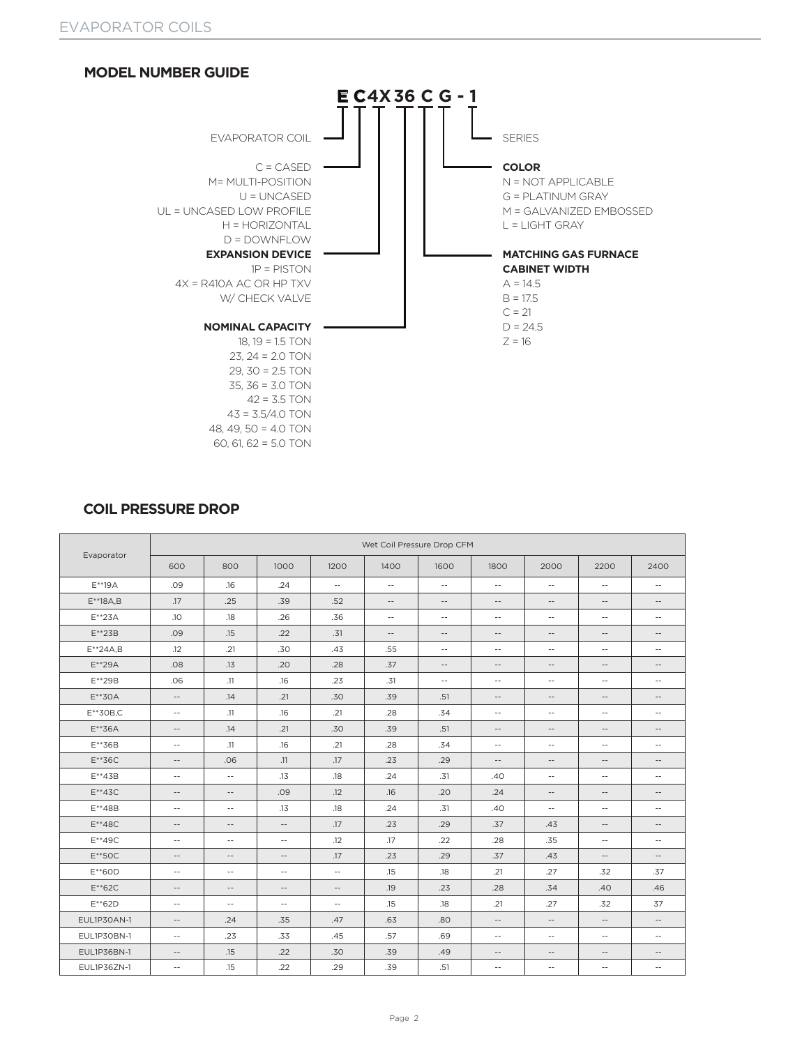## MODEL NUMBER GUIDE

**E C 4X 36 C G - 1**

- **E** — EVAPORATOR COIL
- **C** — C = CASED, M= MULTI-POSITION, U = UNCASED, UL = UNCASED LOW PROFILE, H = HORIZONTAL, D = DOWNFLOW
- **4X** — **EXPANSION DEVICE**: 1P = PISTON, 4X = R410A AC OR HP TXV W/ CHECK VALVE
- **36** — **NOMINAL CAPACITY**:
  - 18, 19 = 1.5 TON
  - 23, 24 = 2.0 TON
  - 29, 30 = 2.5 TON
  - 35, 36 = 3.0 TON
  - 42 = 3.5 TON
  - 43 = 3.5/4.0 TON
  - 48, 49, 50 = 4.0 TON
  - 60, 61, 62 = 5.0 TON
- **C** — **MATCHING GAS FURNACE CABINET WIDTH**: A = 14.5, B = 17.5, C = 21, D = 24.5, Z = 16
- **G** — **COLOR**: N = NOT APPLICABLE, G = PLATINUM GRAY, M = GALVANIZED EMBOSSED, L = LIGHT GRAY
- **1** — SERIES

## COIL PRESSURE DROP

| Evaporator | Wet Coil Pressure Drop CFM | | | | | | | | | |
|---|---|---|---|---|---|---|---|---|---|---|
| | 600 | 800 | 1000 | 1200 | 1400 | 1600 | 1800 | 2000 | 2200 | 2400 |
| E**19A | .09 | .16 | .24 | -- | -- | -- | -- | -- | -- | -- |
| E**18A,B | .17 | .25 | .39 | .52 | -- | -- | -- | -- | -- | -- |
| E**23A | .10 | .18 | .26 | .36 | -- | -- | -- | -- | -- | -- |
| E**23B | .09 | .15 | .22 | .31 | -- | -- | -- | -- | -- | -- |
| E**24A,B | .12 | .21 | .30 | .43 | .55 | -- | -- | -- | -- | -- |
| E**29A | .08 | .13 | .20 | .28 | .37 | -- | -- | -- | -- | -- |
| E**29B | .06 | .11 | .16 | .23 | .31 | -- | -- | -- | -- | -- |
| E**30A | -- | .14 | .21 | .30 | .39 | .51 | -- | -- | -- | -- |
| E**30B,C | -- | .11 | .16 | .21 | .28 | .34 | -- | -- | -- | -- |
| E**36A | -- | .14 | .21 | .30 | .39 | .51 | -- | -- | -- | -- |
| E**36B | -- | .11 | .16 | .21 | .28 | .34 | -- | -- | -- | -- |
| E**36C | -- | .06 | .11 | .17 | .23 | .29 | -- | -- | -- | -- |
| E**43B | -- | -- | .13 | .18 | .24 | .31 | .40 | -- | -- | -- |
| E**43C | -- | -- | .09 | .12 | .16 | .20 | .24 | -- | -- | -- |
| E**48B | -- | -- | .13 | .18 | .24 | .31 | .40 | -- | -- | -- |
| E**48C | -- | -- | -- | .17 | .23 | .29 | .37 | .43 | -- | -- |
| E**49C | -- | -- | -- | .12 | .17 | .22 | .28 | .35 | -- | -- |
| E**50C | -- | -- | -- | .17 | .23 | .29 | .37 | .43 | -- | -- |
| E**60D | -- | -- | -- | -- | .15 | .18 | .21 | .27 | .32 | .37 |
| E**62C | -- | -- | -- | -- | .19 | .23 | .28 | .34 | .40 | .46 |
| E**62D | -- | -- | -- | -- | .15 | .18 | .21 | .27 | .32 | 37 |
| EUL1P30AN-1 | -- | .24 | .35 | .47 | .63 | .80 | -- | -- | -- | -- |
| EUL1P30BN-1 | -- | .23 | .33 | .45 | .57 | .69 | -- | -- | -- | -- |
| EUL1P36BN-1 | -- | .15 | .22 | .30 | .39 | .49 | -- | -- | -- | -- |
| EUL1P36ZN-1 | -- | .15 | .22 | .29 | .39 | .51 | -- | -- | -- | -- |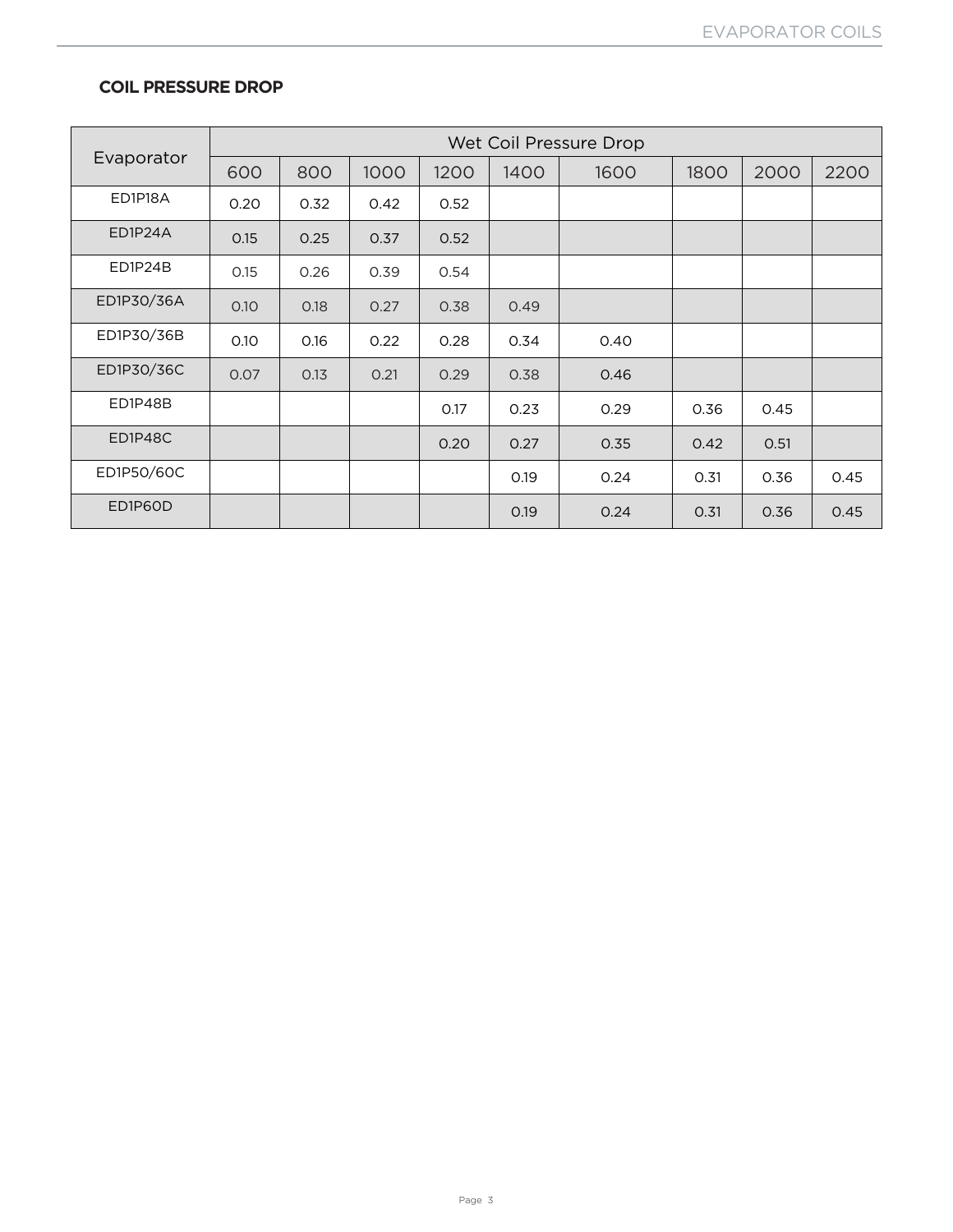## COIL PRESSURE DROP

| Evaporator | Wet Coil Pressure Drop | | | | | | | | |
|---|---|---|---|---|---|---|---|---|---|
| | 600 | 800 | 1000 | 1200 | 1400 | 1600 | 1800 | 2000 | 2200 |
| ED1P18A | 0.20 | 0.32 | 0.42 | 0.52 | | | | | |
| ED1P24A | 0.15 | 0.25 | 0.37 | 0.52 | | | | | |
| ED1P24B | 0.15 | 0.26 | 0.39 | 0.54 | | | | | |
| ED1P30/36A | 0.10 | 0.18 | 0.27 | 0.38 | 0.49 | | | | |
| ED1P30/36B | 0.10 | 0.16 | 0.22 | 0.28 | 0.34 | 0.40 | | | |
| ED1P30/36C | 0.07 | 0.13 | 0.21 | 0.29 | 0.38 | 0.46 | | | |
| ED1P48B | | | | 0.17 | 0.23 | 0.29 | 0.36 | 0.45 | |
| ED1P48C | | | | 0.20 | 0.27 | 0.35 | 0.42 | 0.51 | |
| ED1P50/60C | | | | | 0.19 | 0.24 | 0.31 | 0.36 | 0.45 |
| ED1P60D | | | | | 0.19 | 0.24 | 0.31 | 0.36 | 0.45 |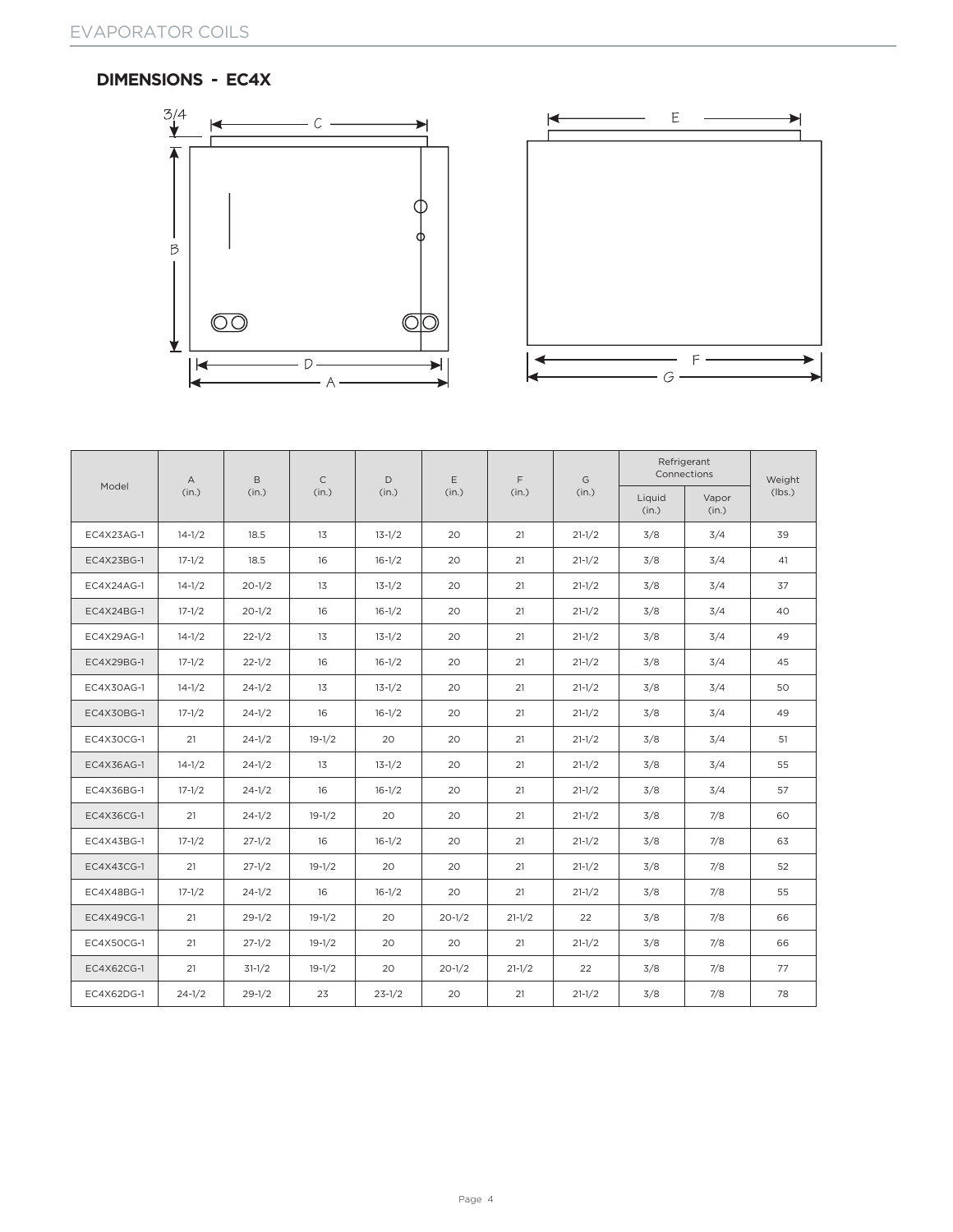## DIMENSIONS - EC4X

| Model | A (in.) | B (in.) | C (in.) | D (in.) | E (in.) | F (in.) | G (in.) | Refrigerant Connections | | Weight (lbs.) |
|---|---|---|---|---|---|---|---|---|---|---|
| | | | | | | | | Liquid (in.) | Vapor (in.) | |
| EC4X23AG-1 | 14-1/2 | 18.5 | 13 | 13-1/2 | 20 | 21 | 21-1/2 | 3/8 | 3/4 | 39 |
| EC4X23BG-1 | 17-1/2 | 18.5 | 16 | 16-1/2 | 20 | 21 | 21-1/2 | 3/8 | 3/4 | 41 |
| EC4X24AG-1 | 14-1/2 | 20-1/2 | 13 | 13-1/2 | 20 | 21 | 21-1/2 | 3/8 | 3/4 | 37 |
| EC4X24BG-1 | 17-1/2 | 20-1/2 | 16 | 16-1/2 | 20 | 21 | 21-1/2 | 3/8 | 3/4 | 40 |
| EC4X29AG-1 | 14-1/2 | 22-1/2 | 13 | 13-1/2 | 20 | 21 | 21-1/2 | 3/8 | 3/4 | 49 |
| EC4X29BG-1 | 17-1/2 | 22-1/2 | 16 | 16-1/2 | 20 | 21 | 21-1/2 | 3/8 | 3/4 | 45 |
| EC4X30AG-1 | 14-1/2 | 24-1/2 | 13 | 13-1/2 | 20 | 21 | 21-1/2 | 3/8 | 3/4 | 50 |
| EC4X30BG-1 | 17-1/2 | 24-1/2 | 16 | 16-1/2 | 20 | 21 | 21-1/2 | 3/8 | 3/4 | 49 |
| EC4X30CG-1 | 21 | 24-1/2 | 19-1/2 | 20 | 20 | 21 | 21-1/2 | 3/8 | 3/4 | 51 |
| EC4X36AG-1 | 14-1/2 | 24-1/2 | 13 | 13-1/2 | 20 | 21 | 21-1/2 | 3/8 | 3/4 | 55 |
| EC4X36BG-1 | 17-1/2 | 24-1/2 | 16 | 16-1/2 | 20 | 21 | 21-1/2 | 3/8 | 3/4 | 57 |
| EC4X36CG-1 | 21 | 24-1/2 | 19-1/2 | 20 | 20 | 21 | 21-1/2 | 3/8 | 7/8 | 60 |
| EC4X43BG-1 | 17-1/2 | 27-1/2 | 16 | 16-1/2 | 20 | 21 | 21-1/2 | 3/8 | 7/8 | 63 |
| EC4X43CG-1 | 21 | 27-1/2 | 19-1/2 | 20 | 20 | 21 | 21-1/2 | 3/8 | 7/8 | 52 |
| EC4X48BG-1 | 17-1/2 | 24-1/2 | 16 | 16-1/2 | 20 | 21 | 21-1/2 | 3/8 | 7/8 | 55 |
| EC4X49CG-1 | 21 | 29-1/2 | 19-1/2 | 20 | 20-1/2 | 21-1/2 | 22 | 3/8 | 7/8 | 66 |
| EC4X50CG-1 | 21 | 27-1/2 | 19-1/2 | 20 | 20 | 21 | 21-1/2 | 3/8 | 7/8 | 66 |
| EC4X62CG-1 | 21 | 31-1/2 | 19-1/2 | 20 | 20-1/2 | 21-1/2 | 22 | 3/8 | 7/8 | 77 |
| EC4X62DG-1 | 24-1/2 | 29-1/2 | 23 | 23-1/2 | 20 | 21 | 21-1/2 | 3/8 | 7/8 | 78 |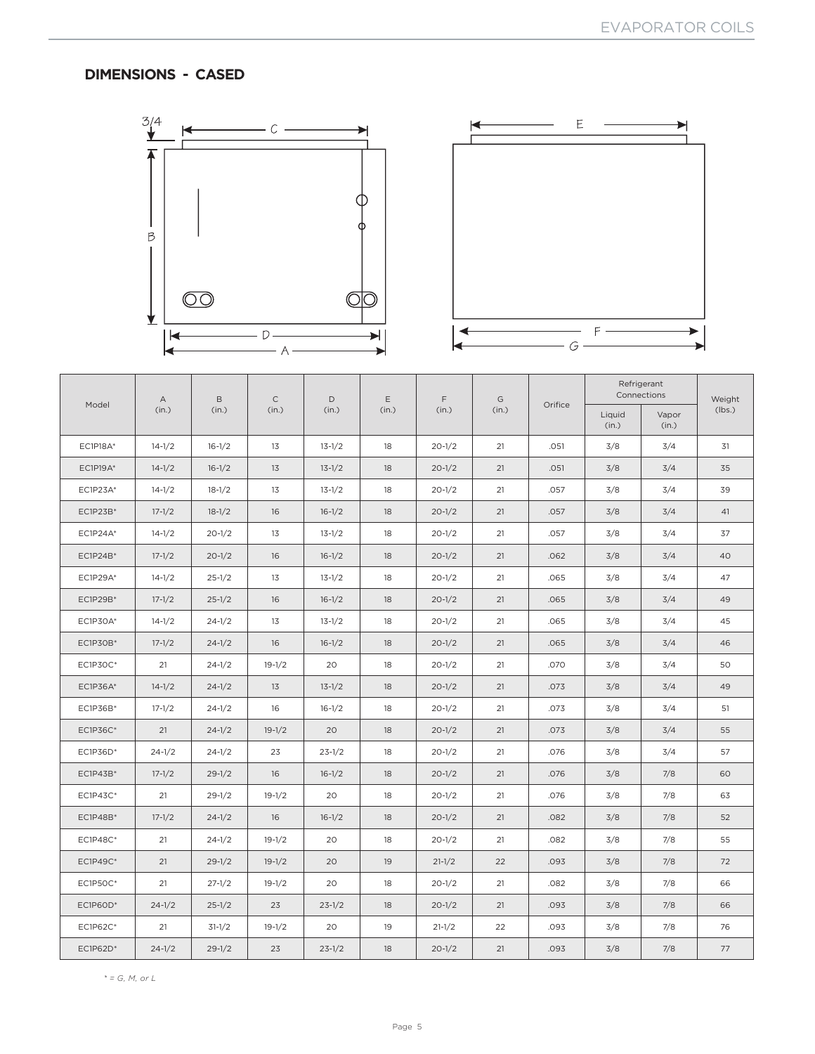## DIMENSIONS - CASED

| Model | A (in.) | B (in.) | C (in.) | D (in.) | E (in.) | F (in.) | G (in.) | Orifice | Refrigerant Connections | | Weight (lbs.) |
|---|---|---|---|---|---|---|---|---|---|---|---|
| | | | | | | | | | Liquid (in.) | Vapor (in.) | |
| EC1P18A* | 14-1/2 | 16-1/2 | 13 | 13-1/2 | 18 | 20-1/2 | 21 | .051 | 3/8 | 3/4 | 31 |
| EC1P19A* | 14-1/2 | 16-1/2 | 13 | 13-1/2 | 18 | 20-1/2 | 21 | .051 | 3/8 | 3/4 | 35 |
| EC1P23A* | 14-1/2 | 18-1/2 | 13 | 13-1/2 | 18 | 20-1/2 | 21 | .057 | 3/8 | 3/4 | 39 |
| EC1P23B* | 17-1/2 | 18-1/2 | 16 | 16-1/2 | 18 | 20-1/2 | 21 | .057 | 3/8 | 3/4 | 41 |
| EC1P24A* | 14-1/2 | 20-1/2 | 13 | 13-1/2 | 18 | 20-1/2 | 21 | .057 | 3/8 | 3/4 | 37 |
| EC1P24B* | 17-1/2 | 20-1/2 | 16 | 16-1/2 | 18 | 20-1/2 | 21 | .062 | 3/8 | 3/4 | 40 |
| EC1P29A* | 14-1/2 | 25-1/2 | 13 | 13-1/2 | 18 | 20-1/2 | 21 | .065 | 3/8 | 3/4 | 47 |
| EC1P29B* | 17-1/2 | 25-1/2 | 16 | 16-1/2 | 18 | 20-1/2 | 21 | .065 | 3/8 | 3/4 | 49 |
| EC1P30A* | 14-1/2 | 24-1/2 | 13 | 13-1/2 | 18 | 20-1/2 | 21 | .065 | 3/8 | 3/4 | 45 |
| EC1P30B* | 17-1/2 | 24-1/2 | 16 | 16-1/2 | 18 | 20-1/2 | 21 | .065 | 3/8 | 3/4 | 46 |
| EC1P30C* | 21 | 24-1/2 | 19-1/2 | 20 | 18 | 20-1/2 | 21 | .070 | 3/8 | 3/4 | 50 |
| EC1P36A* | 14-1/2 | 24-1/2 | 13 | 13-1/2 | 18 | 20-1/2 | 21 | .073 | 3/8 | 3/4 | 49 |
| EC1P36B* | 17-1/2 | 24-1/2 | 16 | 16-1/2 | 18 | 20-1/2 | 21 | .073 | 3/8 | 3/4 | 51 |
| EC1P36C* | 21 | 24-1/2 | 19-1/2 | 20 | 18 | 20-1/2 | 21 | .073 | 3/8 | 3/4 | 55 |
| EC1P36D* | 24-1/2 | 24-1/2 | 23 | 23-1/2 | 18 | 20-1/2 | 21 | .076 | 3/8 | 3/4 | 57 |
| EC1P43B* | 17-1/2 | 29-1/2 | 16 | 16-1/2 | 18 | 20-1/2 | 21 | .076 | 3/8 | 7/8 | 60 |
| EC1P43C* | 21 | 29-1/2 | 19-1/2 | 20 | 18 | 20-1/2 | 21 | .076 | 3/8 | 7/8 | 63 |
| EC1P48B* | 17-1/2 | 24-1/2 | 16 | 16-1/2 | 18 | 20-1/2 | 21 | .082 | 3/8 | 7/8 | 52 |
| EC1P48C* | 21 | 24-1/2 | 19-1/2 | 20 | 18 | 20-1/2 | 21 | .082 | 3/8 | 7/8 | 55 |
| EC1P49C* | 21 | 29-1/2 | 19-1/2 | 20 | 19 | 21-1/2 | 22 | .093 | 3/8 | 7/8 | 72 |
| EC1P50C* | 21 | 27-1/2 | 19-1/2 | 20 | 18 | 20-1/2 | 21 | .082 | 3/8 | 7/8 | 66 |
| EC1P60D* | 24-1/2 | 25-1/2 | 23 | 23-1/2 | 18 | 20-1/2 | 21 | .093 | 3/8 | 7/8 | 66 |
| EC1P62C* | 21 | 31-1/2 | 19-1/2 | 20 | 19 | 21-1/2 | 22 | .093 | 3/8 | 7/8 | 76 |
| EC1P62D* | 24-1/2 | 29-1/2 | 23 | 23-1/2 | 18 | 20-1/2 | 21 | .093 | 3/8 | 7/8 | 77 |

*\* = G, M, or L*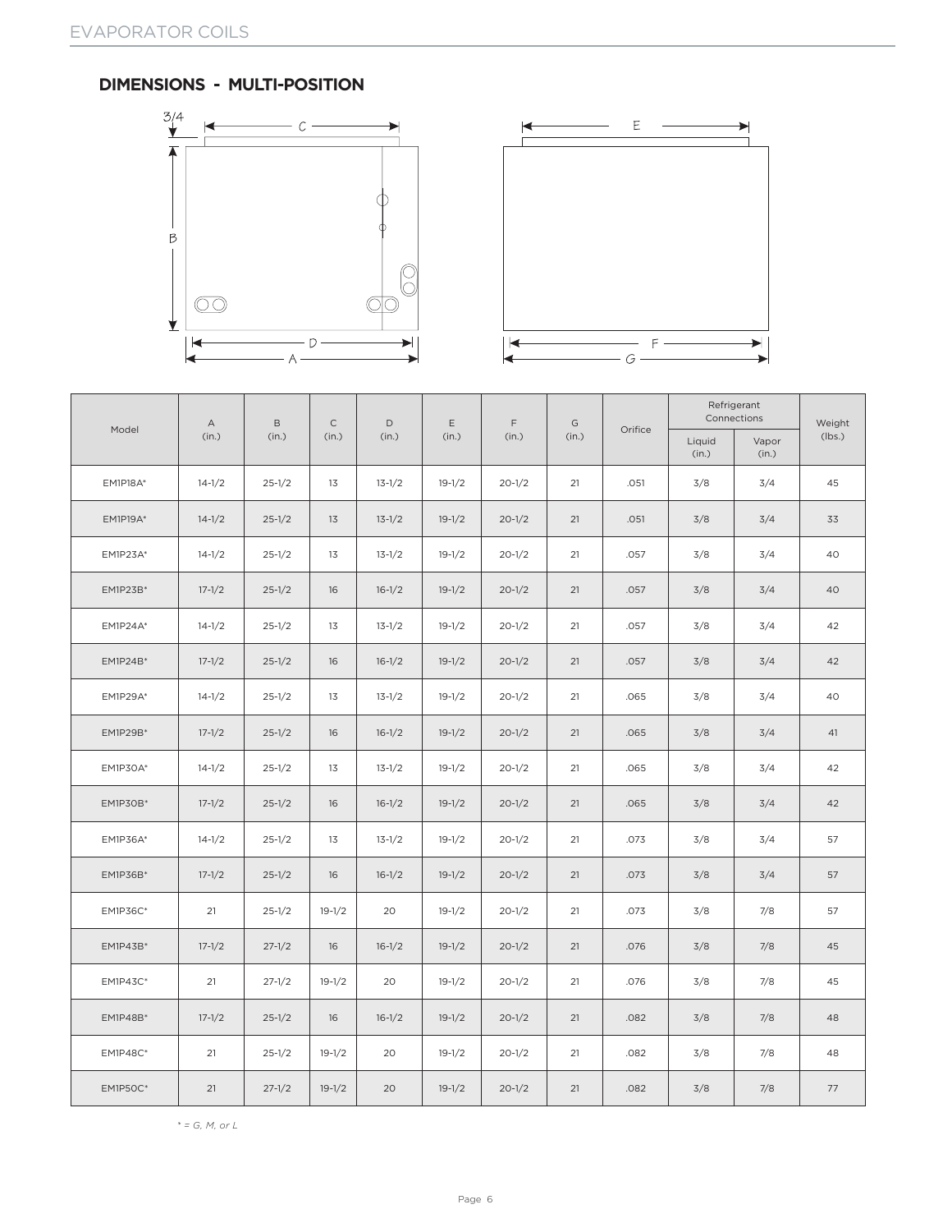## DIMENSIONS - MULTI-POSITION

| Model | A (in.) | B (in.) | C (in.) | D (in.) | E (in.) | F (in.) | G (in.) | Orifice | Refrigerant Connections | | Weight (lbs.) |
|---|---|---|---|---|---|---|---|---|---|---|---|
| | | | | | | | | | Liquid (in.) | Vapor (in.) | |
| EM1P18A* | 14-1/2 | 25-1/2 | 13 | 13-1/2 | 19-1/2 | 20-1/2 | 21 | .051 | 3/8 | 3/4 | 45 |
| EM1P19A* | 14-1/2 | 25-1/2 | 13 | 13-1/2 | 19-1/2 | 20-1/2 | 21 | .051 | 3/8 | 3/4 | 33 |
| EM1P23A* | 14-1/2 | 25-1/2 | 13 | 13-1/2 | 19-1/2 | 20-1/2 | 21 | .057 | 3/8 | 3/4 | 40 |
| EM1P23B* | 17-1/2 | 25-1/2 | 16 | 16-1/2 | 19-1/2 | 20-1/2 | 21 | .057 | 3/8 | 3/4 | 40 |
| EM1P24A* | 14-1/2 | 25-1/2 | 13 | 13-1/2 | 19-1/2 | 20-1/2 | 21 | .057 | 3/8 | 3/4 | 42 |
| EM1P24B* | 17-1/2 | 25-1/2 | 16 | 16-1/2 | 19-1/2 | 20-1/2 | 21 | .057 | 3/8 | 3/4 | 42 |
| EM1P29A* | 14-1/2 | 25-1/2 | 13 | 13-1/2 | 19-1/2 | 20-1/2 | 21 | .065 | 3/8 | 3/4 | 40 |
| EM1P29B* | 17-1/2 | 25-1/2 | 16 | 16-1/2 | 19-1/2 | 20-1/2 | 21 | .065 | 3/8 | 3/4 | 41 |
| EM1P30A* | 14-1/2 | 25-1/2 | 13 | 13-1/2 | 19-1/2 | 20-1/2 | 21 | .065 | 3/8 | 3/4 | 42 |
| EM1P30B* | 17-1/2 | 25-1/2 | 16 | 16-1/2 | 19-1/2 | 20-1/2 | 21 | .065 | 3/8 | 3/4 | 42 |
| EM1P36A* | 14-1/2 | 25-1/2 | 13 | 13-1/2 | 19-1/2 | 20-1/2 | 21 | .073 | 3/8 | 3/4 | 57 |
| EM1P36B* | 17-1/2 | 25-1/2 | 16 | 16-1/2 | 19-1/2 | 20-1/2 | 21 | .073 | 3/8 | 3/4 | 57 |
| EM1P36C* | 21 | 25-1/2 | 19-1/2 | 20 | 19-1/2 | 20-1/2 | 21 | .073 | 3/8 | 7/8 | 57 |
| EM1P43B* | 17-1/2 | 27-1/2 | 16 | 16-1/2 | 19-1/2 | 20-1/2 | 21 | .076 | 3/8 | 7/8 | 45 |
| EM1P43C* | 21 | 27-1/2 | 19-1/2 | 20 | 19-1/2 | 20-1/2 | 21 | .076 | 3/8 | 7/8 | 45 |
| EM1P48B* | 17-1/2 | 25-1/2 | 16 | 16-1/2 | 19-1/2 | 20-1/2 | 21 | .082 | 3/8 | 7/8 | 48 |
| EM1P48C* | 21 | 25-1/2 | 19-1/2 | 20 | 19-1/2 | 20-1/2 | 21 | .082 | 3/8 | 7/8 | 48 |
| EM1P50C* | 21 | 27-1/2 | 19-1/2 | 20 | 19-1/2 | 20-1/2 | 21 | .082 | 3/8 | 7/8 | 77 |

*\* = G, M, or L*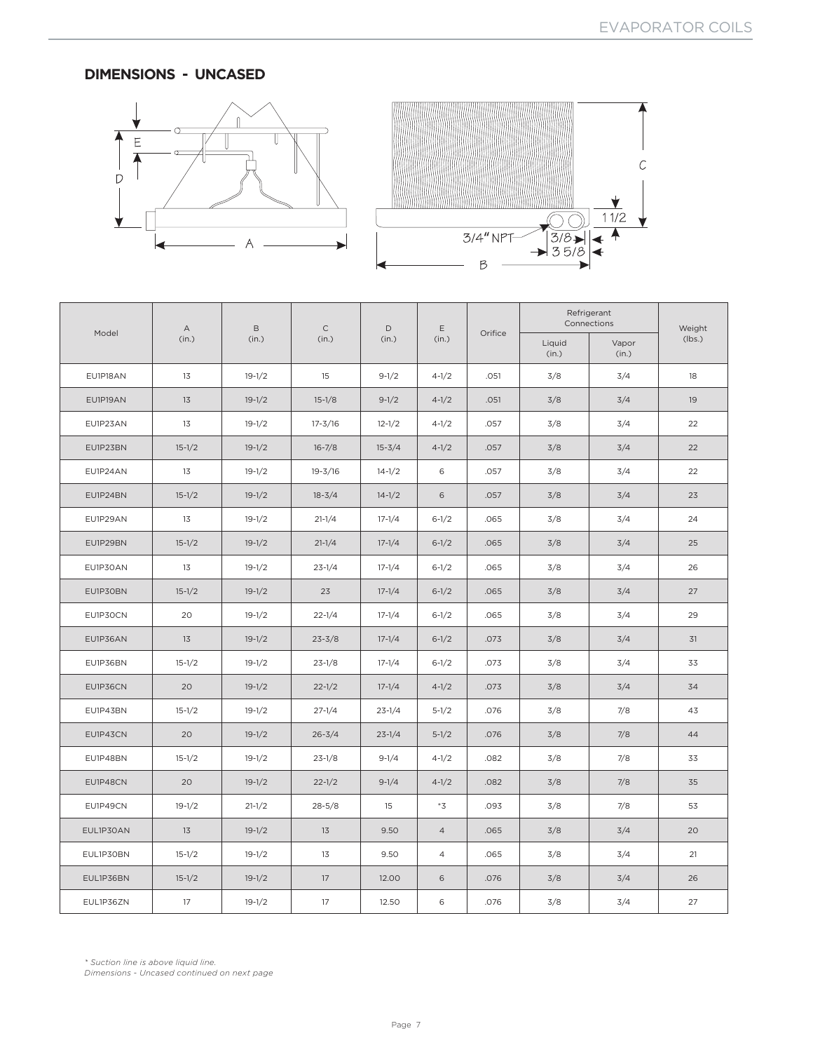## DIMENSIONS - UNCASED

| Model | A (in.) | B (in.) | C (in.) | D (in.) | E (in.) | Orifice | Refrigerant Connections | | Weight (lbs.) |
|---|---|---|---|---|---|---|---|---|---|
| | | | | | | | Liquid (in.) | Vapor (in.) | |
| EU1P18AN | 13 | 19-1/2 | 15 | 9-1/2 | 4-1/2 | .051 | 3/8 | 3/4 | 18 |
| EU1P19AN | 13 | 19-1/2 | 15-1/8 | 9-1/2 | 4-1/2 | .051 | 3/8 | 3/4 | 19 |
| EU1P23AN | 13 | 19-1/2 | 17-3/16 | 12-1/2 | 4-1/2 | .057 | 3/8 | 3/4 | 22 |
| EU1P23BN | 15-1/2 | 19-1/2 | 16-7/8 | 15-3/4 | 4-1/2 | .057 | 3/8 | 3/4 | 22 |
| EU1P24AN | 13 | 19-1/2 | 19-3/16 | 14-1/2 | 6 | .057 | 3/8 | 3/4 | 22 |
| EU1P24BN | 15-1/2 | 19-1/2 | 18-3/4 | 14-1/2 | 6 | .057 | 3/8 | 3/4 | 23 |
| EU1P29AN | 13 | 19-1/2 | 21-1/4 | 17-1/4 | 6-1/2 | .065 | 3/8 | 3/4 | 24 |
| EU1P29BN | 15-1/2 | 19-1/2 | 21-1/4 | 17-1/4 | 6-1/2 | .065 | 3/8 | 3/4 | 25 |
| EU1P30AN | 13 | 19-1/2 | 23-1/4 | 17-1/4 | 6-1/2 | .065 | 3/8 | 3/4 | 26 |
| EU1P30BN | 15-1/2 | 19-1/2 | 23 | 17-1/4 | 6-1/2 | .065 | 3/8 | 3/4 | 27 |
| EU1P30CN | 20 | 19-1/2 | 22-1/4 | 17-1/4 | 6-1/2 | .065 | 3/8 | 3/4 | 29 |
| EU1P36AN | 13 | 19-1/2 | 23-3/8 | 17-1/4 | 6-1/2 | .073 | 3/8 | 3/4 | 31 |
| EU1P36BN | 15-1/2 | 19-1/2 | 23-1/8 | 17-1/4 | 6-1/2 | .073 | 3/8 | 3/4 | 33 |
| EU1P36CN | 20 | 19-1/2 | 22-1/2 | 17-1/4 | 4-1/2 | .073 | 3/8 | 3/4 | 34 |
| EU1P43BN | 15-1/2 | 19-1/2 | 27-1/4 | 23-1/4 | 5-1/2 | .076 | 3/8 | 7/8 | 43 |
| EU1P43CN | 20 | 19-1/2 | 26-3/4 | 23-1/4 | 5-1/2 | .076 | 3/8 | 7/8 | 44 |
| EU1P48BN | 15-1/2 | 19-1/2 | 23-1/8 | 9-1/4 | 4-1/2 | .082 | 3/8 | 7/8 | 33 |
| EU1P48CN | 20 | 19-1/2 | 22-1/2 | 9-1/4 | 4-1/2 | .082 | 3/8 | 7/8 | 35 |
| EU1P49CN | 19-1/2 | 21-1/2 | 28-5/8 | 15 | *3 | .093 | 3/8 | 7/8 | 53 |
| EUL1P30AN | 13 | 19-1/2 | 13 | 9.50 | 4 | .065 | 3/8 | 3/4 | 20 |
| EUL1P30BN | 15-1/2 | 19-1/2 | 13 | 9.50 | 4 | .065 | 3/8 | 3/4 | 21 |
| EUL1P36BN | 15-1/2 | 19-1/2 | 17 | 12.00 | 6 | .076 | 3/8 | 3/4 | 26 |
| EUL1P36ZN | 17 | 19-1/2 | 17 | 12.50 | 6 | .076 | 3/8 | 3/4 | 27 |

*\* Suction line is above liquid line.*

*Dimensions - Uncased continued on next page*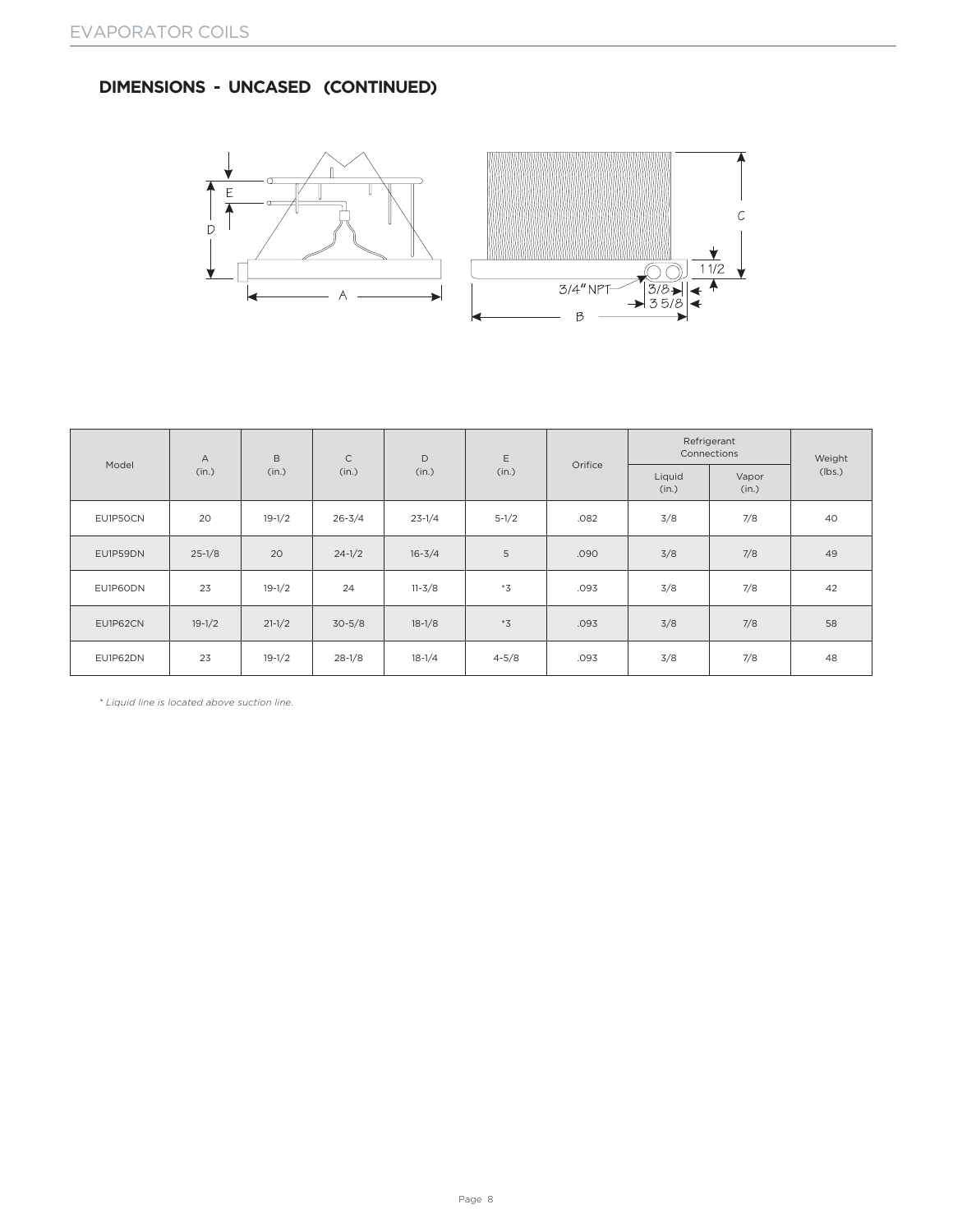# EVAPORATOR COILS

## DIMENSIONS - UNCASED (CONTINUED)

| Model | A (in.) | B (in.) | C (in.) | D (in.) | E (in.) | Orifice | Refrigerant Connections | | Weight (lbs.) |
|---|---|---|---|---|---|---|---|---|---|
| | | | | | | | Liquid (in.) | Vapor (in.) | |
| EU1P50CN | 20 | 19-1/2 | 26-3/4 | 23-1/4 | 5-1/2 | .082 | 3/8 | 7/8 | 40 |
| EU1P59DN | 25-1/8 | 20 | 24-1/2 | 16-3/4 | 5 | .090 | 3/8 | 7/8 | 49 |
| EU1P60DN | 23 | 19-1/2 | 24 | 11-3/8 | *3 | .093 | 3/8 | 7/8 | 42 |
| EU1P62CN | 19-1/2 | 21-1/2 | 30-5/8 | 18-1/8 | *3 | .093 | 3/8 | 7/8 | 58 |
| EU1P62DN | 23 | 19-1/2 | 28-1/8 | 18-1/4 | 4-5/8 | .093 | 3/8 | 7/8 | 48 |

*\* Liquid line is located above suction line.*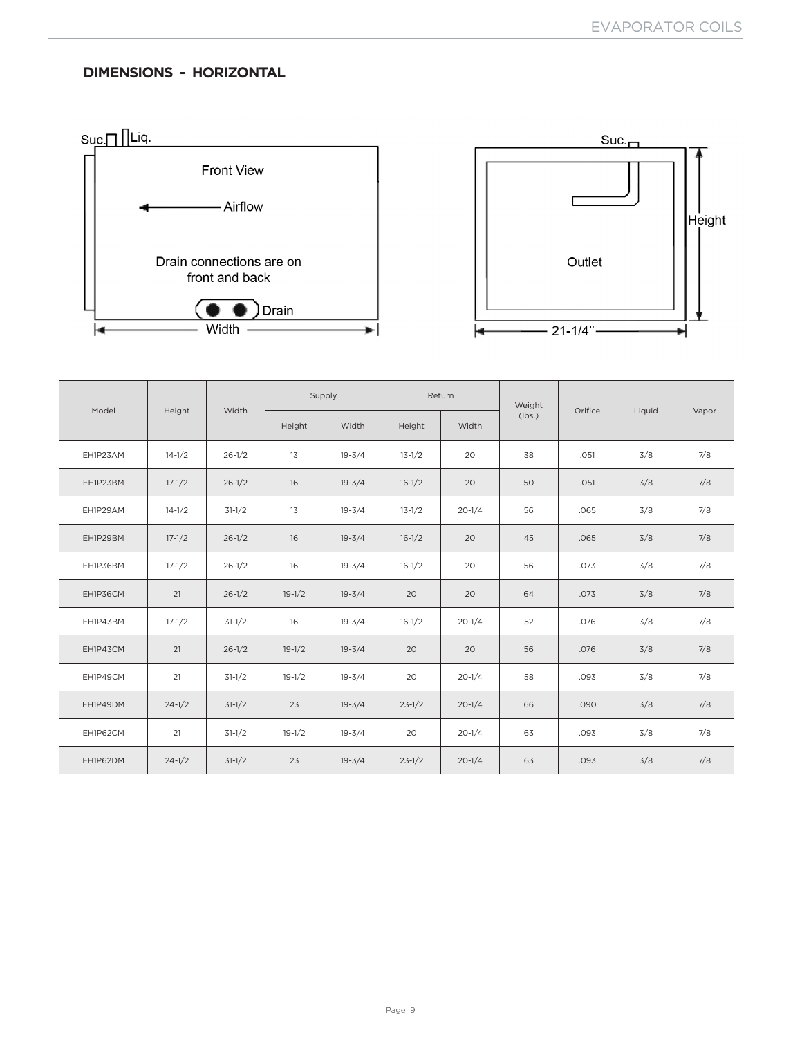## DIMENSIONS - HORIZONTAL

Suc. Liq.

Front View

Airflow

Drain connections are on front and back

Drain

Width

Suc.

Outlet

Height

21-1/4"

| Model | Height | Width | Supply | | Return | | Weight (lbs.) | Orifice | Liquid | Vapor |
|---|---|---|---|---|---|---|---|---|---|---|
| | | | Height | Width | Height | Width | | | | |
| EH1P23AM | 14-1/2 | 26-1/2 | 13 | 19-3/4 | 13-1/2 | 20 | 38 | .051 | 3/8 | 7/8 |
| EH1P23BM | 17-1/2 | 26-1/2 | 16 | 19-3/4 | 16-1/2 | 20 | 50 | .051 | 3/8 | 7/8 |
| EH1P29AM | 14-1/2 | 31-1/2 | 13 | 19-3/4 | 13-1/2 | 20-1/4 | 56 | .065 | 3/8 | 7/8 |
| EH1P29BM | 17-1/2 | 26-1/2 | 16 | 19-3/4 | 16-1/2 | 20 | 45 | .065 | 3/8 | 7/8 |
| EH1P36BM | 17-1/2 | 26-1/2 | 16 | 19-3/4 | 16-1/2 | 20 | 56 | .073 | 3/8 | 7/8 |
| EH1P36CM | 21 | 26-1/2 | 19-1/2 | 19-3/4 | 20 | 20 | 64 | .073 | 3/8 | 7/8 |
| EH1P43BM | 17-1/2 | 31-1/2 | 16 | 19-3/4 | 16-1/2 | 20-1/4 | 52 | .076 | 3/8 | 7/8 |
| EH1P43CM | 21 | 26-1/2 | 19-1/2 | 19-3/4 | 20 | 20 | 56 | .076 | 3/8 | 7/8 |
| EH1P49CM | 21 | 31-1/2 | 19-1/2 | 19-3/4 | 20 | 20-1/4 | 58 | .093 | 3/8 | 7/8 |
| EH1P49DM | 24-1/2 | 31-1/2 | 23 | 19-3/4 | 23-1/2 | 20-1/4 | 66 | .090 | 3/8 | 7/8 |
| EH1P62CM | 21 | 31-1/2 | 19-1/2 | 19-3/4 | 20 | 20-1/4 | 63 | .093 | 3/8 | 7/8 |
| EH1P62DM | 24-1/2 | 31-1/2 | 23 | 19-3/4 | 23-1/2 | 20-1/4 | 63 | .093 | 3/8 | 7/8 |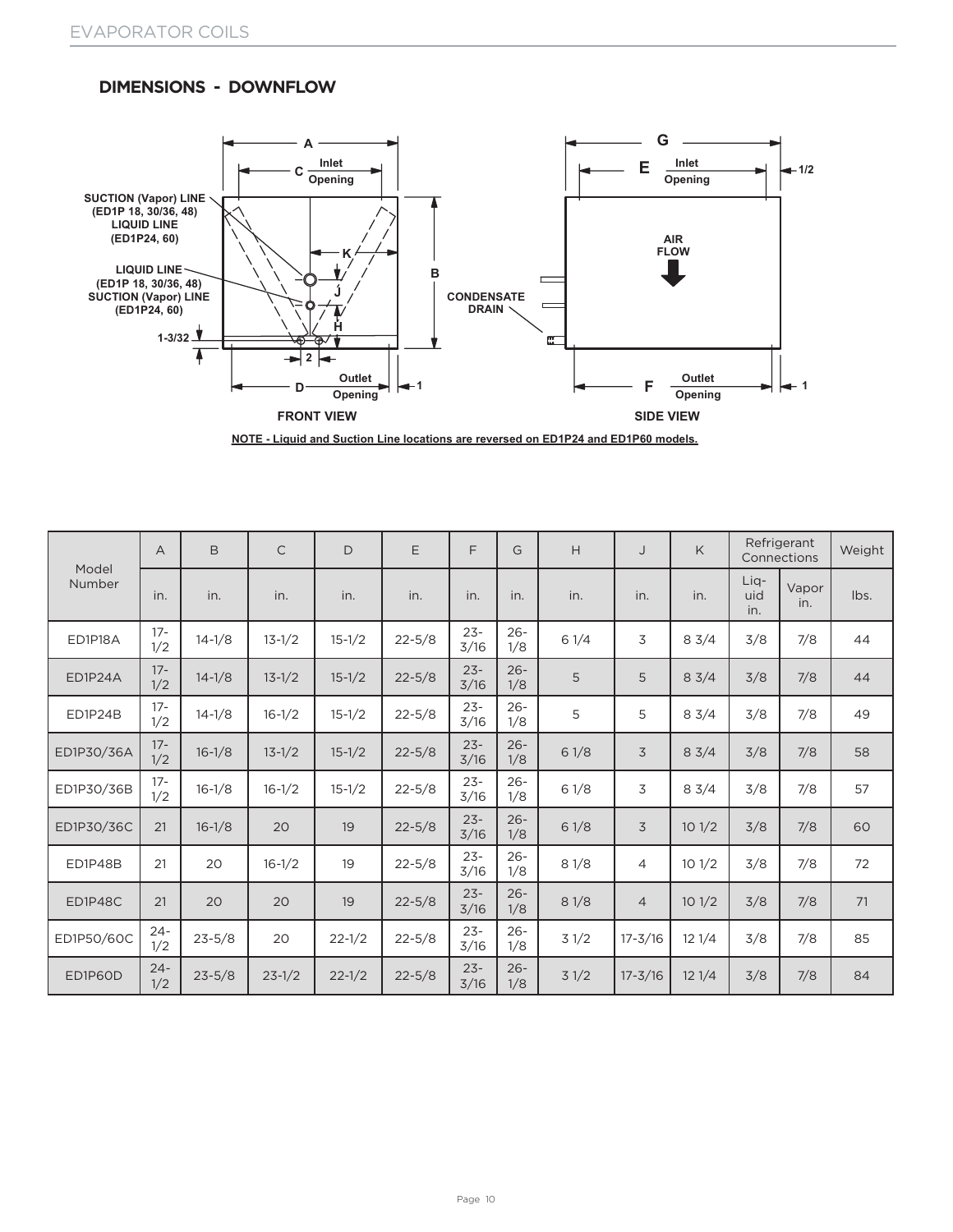# EVAPORATOR COILS

## DIMENSIONS - DOWNFLOW

FRONT VIEW

SUCTION (Vapor) LINE (ED1P 18, 30/36, 48) LIQUID LINE (ED1P24, 60)

LIQUID LINE (ED1P 18, 30/36, 48) SUCTION (Vapor) LINE (ED1P24, 60)

SIDE VIEW

CONDENSATE DRAIN

AIR FLOW

**NOTE - Liquid and Suction Line locations are reversed on ED1P24 and ED1P60 models.**

| Model Number | A | B | C | D | E | F | G | H | J | K | Refrigerant Connections | | Weight |
|---|---|---|---|---|---|---|---|---|---|---|---|---|---|
| | in. | in. | in. | in. | in. | in. | in. | in. | in. | in. | Liquid in. | Vapor in. | lbs. |
| ED1P18A | 17-1/2 | 14-1/8 | 13-1/2 | 15-1/2 | 22-5/8 | 23-3/16 | 26-1/8 | 6 1/4 | 3 | 8 3/4 | 3/8 | 7/8 | 44 |
| ED1P24A | 17-1/2 | 14-1/8 | 13-1/2 | 15-1/2 | 22-5/8 | 23-3/16 | 26-1/8 | 5 | 5 | 8 3/4 | 3/8 | 7/8 | 44 |
| ED1P24B | 17-1/2 | 14-1/8 | 16-1/2 | 15-1/2 | 22-5/8 | 23-3/16 | 26-1/8 | 5 | 5 | 8 3/4 | 3/8 | 7/8 | 49 |
| ED1P30/36A | 17-1/2 | 16-1/8 | 13-1/2 | 15-1/2 | 22-5/8 | 23-3/16 | 26-1/8 | 6 1/8 | 3 | 8 3/4 | 3/8 | 7/8 | 58 |
| ED1P30/36B | 17-1/2 | 16-1/8 | 16-1/2 | 15-1/2 | 22-5/8 | 23-3/16 | 26-1/8 | 6 1/8 | 3 | 8 3/4 | 3/8 | 7/8 | 57 |
| ED1P30/36C | 21 | 16-1/8 | 20 | 19 | 22-5/8 | 23-3/16 | 26-1/8 | 6 1/8 | 3 | 10 1/2 | 3/8 | 7/8 | 60 |
| ED1P48B | 21 | 20 | 16-1/2 | 19 | 22-5/8 | 23-3/16 | 26-1/8 | 8 1/8 | 4 | 10 1/2 | 3/8 | 7/8 | 72 |
| ED1P48C | 21 | 20 | 20 | 19 | 22-5/8 | 23-3/16 | 26-1/8 | 8 1/8 | 4 | 10 1/2 | 3/8 | 7/8 | 71 |
| ED1P50/60C | 24-1/2 | 23-5/8 | 20 | 22-1/2 | 22-5/8 | 23-3/16 | 26-1/8 | 3 1/2 | 17-3/16 | 12 1/4 | 3/8 | 7/8 | 85 |
| ED1P60D | 24-1/2 | 23-5/8 | 23-1/2 | 22-1/2 | 22-5/8 | 23-3/16 | 26-1/8 | 3 1/2 | 17-3/16 | 12 1/4 | 3/8 | 7/8 | 84 |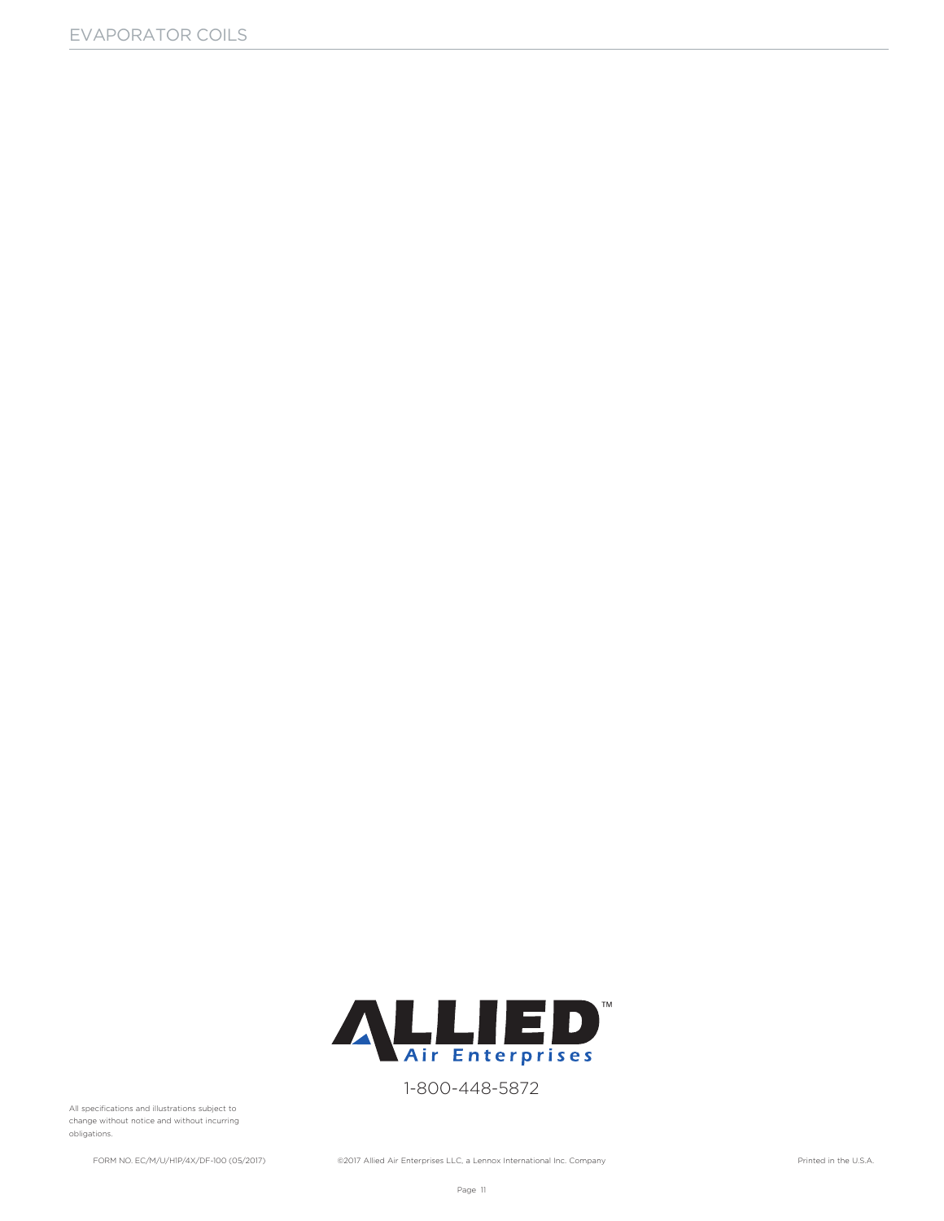ALLIED™
Air Enterprises

1-800-448-5872

All specifications and illustrations subject to change without notice and without incurring obligations.

FORM NO. EC/M/U/HIP/4X/DF-100 (05/2017)

©2017 Allied Air Enterprises LLC, a Lennox International Inc. Company

Printed in the U.S.A.